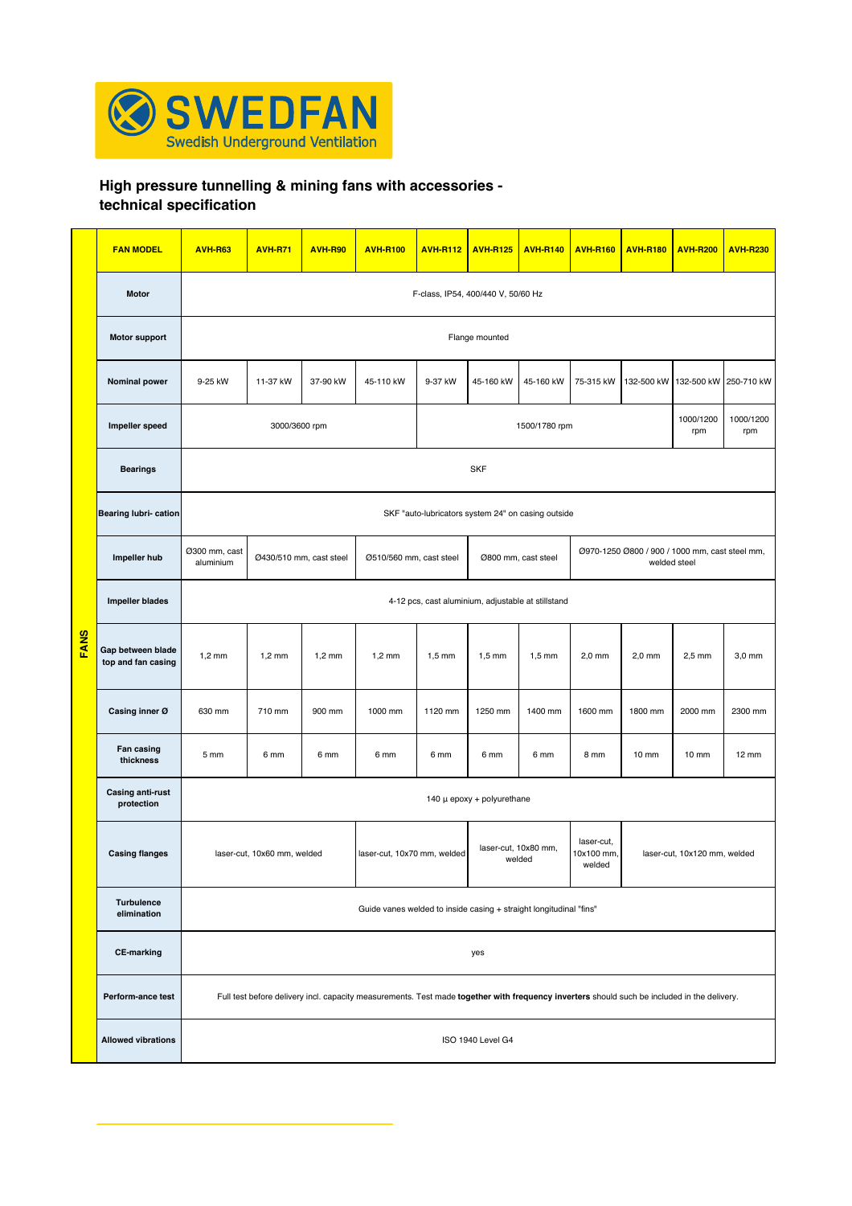SWEDFAN
Swedish Underground Ventilation

## High pressure tunnelling & mining fans with accessories - technical specification

**FANS**

| FAN MODEL | AVH-R63 | AVH-R71 | AVH-R90 | AVH-R100 | AVH-R112 | AVH-R125 | AVH-R140 | AVH-R160 | AVH-R180 | AVH-R200 | AVH-R230 |
|---|---|---|---|---|---|---|---|---|---|---|---|
| Motor | F-class, IP54, 400/440 V, 50/60 Hz | | | | | | | | | | |
| Motor support | Flange mounted | | | | | | | | | | |
| Nominal power | 9-25 kW | 11-37 kW | 37-90 kW | 45-110 kW | 9-37 kW | 45-160 kW | 45-160 kW | 75-315 kW | 132-500 kW | 132-500 kW | 250-710 kW |
| Impeller speed | 3000/3600 rpm | | | | 1500/1780 rpm | | | | | 1000/1200 rpm | 1000/1200 rpm |
| Bearings | SKF | | | | | | | | | | |
| Bearing lubri- cation | SKF "auto-lubricators system 24" on casing outside | | | | | | | | | | |
| Impeller hub | Ø300 mm, cast aluminium | Ø430/510 mm, cast steel | | Ø510/560 mm, cast steel | | Ø800 mm, cast steel | | Ø970-1250 Ø800 / 900 / 1000 mm, cast steel mm, welded steel | | | |
| Impeller blades | 4-12 pcs, cast aluminium, adjustable at stillstand | | | | | | | | | | |
| Gap between blade top and fan casing | 1,2 mm | 1,2 mm | 1,2 mm | 1,2 mm | 1,5 mm | 1,5 mm | 1,5 mm | 2,0 mm | 2,0 mm | 2,5 mm | 3,0 mm |
| Casing inner Ø | 630 mm | 710 mm | 900 mm | 1000 mm | 1120 mm | 1250 mm | 1400 mm | 1600 mm | 1800 mm | 2000 mm | 2300 mm |
| Fan casing thickness | 5 mm | 6 mm | 6 mm | 6 mm | 6 mm | 6 mm | 6 mm | 8 mm | 10 mm | 10 mm | 12 mm |
| Casing anti-rust protection | 140 µ epoxy + polyurethane | | | | | | | | | | |
| Casing flanges | laser-cut, 10x60 mm, welded | | | laser-cut, 10x70 mm, welded | | laser-cut, 10x80 mm, welded | | laser-cut, 10x100 mm, welded | laser-cut, 10x120 mm, welded | | |
| Turbulence elimination | Guide vanes welded to inside casing + straight longitudinal "fins" | | | | | | | | | | |
| CE-marking | yes | | | | | | | | | | |
| Perform-ance test | Full test before delivery incl. capacity measurements. Test made **together with frequency inverters** should such be included in the delivery. | | | | | | | | | | |
| Allowed vibrations | ISO 1940 Level G4 | | | | | | | | | | |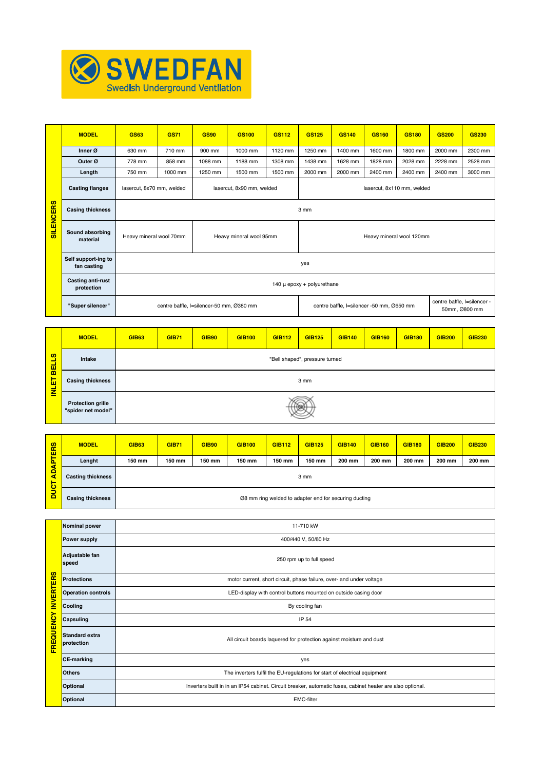# SWEDFAN

Swedish Underground Ventilation

## SILENCERS

| MODEL | GS63 | GS71 | GS90 | GS100 | GS112 | GS125 | GS140 | GS160 | GS180 | GS200 | GS230 |
|---|---|---|---|---|---|---|---|---|---|---|---|
| Inner Ø | 630 mm | 710 mm | 900 mm | 1000 mm | 1120 mm | 1250 mm | 1400 mm | 1600 mm | 1800 mm | 2000 mm | 2300 mm |
| Outer Ø | 778 mm | 858 mm | 1088 mm | 1188 mm | 1308 mm | 1438 mm | 1628 mm | 1828 mm | 2028 mm | 2228 mm | 2528 mm |
| Length | 750 mm | 1000 mm | 1250 mm | 1500 mm | 1500 mm | 2000 mm | 2000 mm | 2400 mm | 2400 mm | 2400 mm | 3000 mm |
| Casting flanges | lasercut, 8x70 mm, welded | | lasercut, 8x90 mm, welded | | | lasercut, 8x110 mm, welded | | | | | |
| Casing thickness | 3 mm | | | | | | | | | | |
| Sound absorbing material | Heavy mineral wool 70mm | | Heavy mineral wool 95mm | | | Heavy mineral wool 120mm | | | | | |
| Self support-ing to fan casting | yes | | | | | | | | | | |
| Casting anti-rust protection | 140 µ epoxy + polyurethane | | | | | | | | | | |
| "Super silencer" | centre baffle, l=silencer-50 mm, Ø380 mm | | | | | centre baffle, l=silencer -50 mm, Ø650 mm | | | | centre baffle, l=silencer - 50mm, Ø800 mm | |

## INLET BELLS

| MODEL | GIB63 | GIB71 | GIB90 | GIB100 | GIB112 | GIB125 | GIB140 | GIB160 | GIB180 | GIB200 | GIB230 |
|---|---|---|---|---|---|---|---|---|---|---|---|
| Intake | "Bell shaped", pressure turned | | | | | | | | | | |
| Casing thickness | 3 mm | | | | | | | | | | |
| Protection grille "spider net model" | | | | | | | | | | | |

## DUCT ADAPTERS

| MODEL | GIB63 | GIB71 | GIB90 | GIB100 | GIB112 | GIB125 | GIB140 | GIB160 | GIB180 | GIB200 | GIB230 |
|---|---|---|---|---|---|---|---|---|---|---|---|
| Lenght | 150 mm | 150 mm | 150 mm | 150 mm | 150 mm | 150 mm | 200 mm | 200 mm | 200 mm | 200 mm | 200 mm |
| Casting thickness | 3 mm | | | | | | | | | | |
| Casing thickness | Ø8 mm ring welded to adapter end for securing ducting | | | | | | | | | | |

## FREQUENCY INVERTERS

| | |
|---|---|
| Nominal power | 11-710 kW |
| Power supply | 400/440 V, 50/60 Hz |
| Adjustable fan speed | 250 rpm up to full speed |
| Protections | motor current, short circuit, phase failure, over- and under voltage |
| Operation controls | LED-display with control buttons mounted on outside casing door |
| Cooling | By cooling fan |
| Capsuling | IP 54 |
| Standard extra protection | All circuit boards laquered for protection against moisture and dust |
| CE-marking | yes |
| Others | The inverters fulfil the EU-regulations for start of electrical equipment |
| Optional | Inverters built in in an IP54 cabinet. Circuit breaker, automatic fuses, cabinet heater are also optional. |
| Optional | EMC-filter |